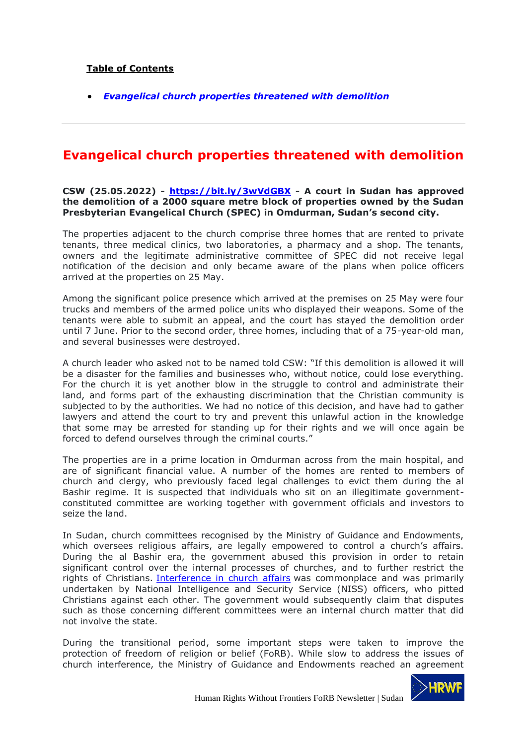**Table of Contents**

- ***Evangelical church properties threatened with demolition***

---

# Evangelical church properties threatened with demolition

**CSW (25.05.2022) - https://bit.ly/3wVdGBX - A court in Sudan has approved the demolition of a 2000 square metre block of properties owned by the Sudan Presbyterian Evangelical Church (SPEC) in Omdurman, Sudan's second city.**

The properties adjacent to the church comprise three homes that are rented to private tenants, three medical clinics, two laboratories, a pharmacy and a shop. The tenants, owners and the legitimate administrative committee of SPEC did not receive legal notification of the decision and only became aware of the plans when police officers arrived at the properties on 25 May.

Among the significant police presence which arrived at the premises on 25 May were four trucks and members of the armed police units who displayed their weapons. Some of the tenants were able to submit an appeal, and the court has stayed the demolition order until 7 June. Prior to the second order, three homes, including that of a 75-year-old man, and several businesses were destroyed.

A church leader who asked not to be named told CSW: "If this demolition is allowed it will be a disaster for the families and businesses who, without notice, could lose everything. For the church it is yet another blow in the struggle to control and administrate their land, and forms part of the exhausting discrimination that the Christian community is subjected to by the authorities. We had no notice of this decision, and have had to gather lawyers and attend the court to try and prevent this unlawful action in the knowledge that some may be arrested for standing up for their rights and we will once again be forced to defend ourselves through the criminal courts."

The properties are in a prime location in Omdurman across from the main hospital, and are of significant financial value. A number of the homes are rented to members of church and clergy, who previously faced legal challenges to evict them during the al Bashir regime. It is suspected that individuals who sit on an illegitimate government-constituted committee are working together with government officials and investors to seize the land.

In Sudan, church committees recognised by the Ministry of Guidance and Endowments, which oversees religious affairs, are legally empowered to control a church's affairs. During the al Bashir era, the government abused this provision in order to retain significant control over the internal processes of churches, and to further restrict the rights of Christians. Interference in church affairs was commonplace and was primarily undertaken by National Intelligence and Security Service (NISS) officers, who pitted Christians against each other. The government would subsequently claim that disputes such as those concerning different committees were an internal church matter that did not involve the state.

During the transitional period, some important steps were taken to improve the protection of freedom of religion or belief (FoRB). While slow to address the issues of church interference, the Ministry of Guidance and Endowments reached an agreement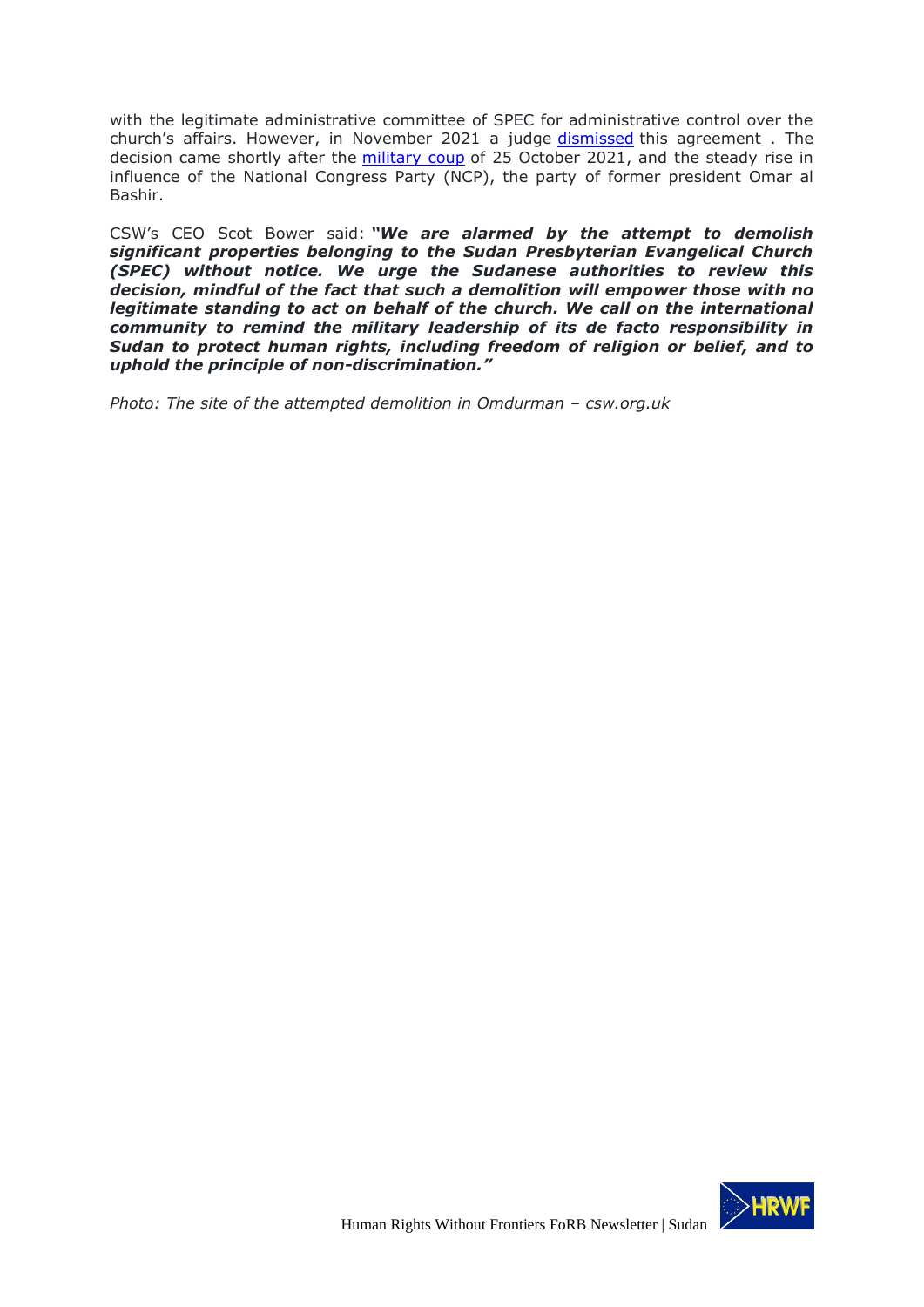with the legitimate administrative committee of SPEC for administrative control over the church's affairs. However, in November 2021 a judge dismissed this agreement . The decision came shortly after the military coup of 25 October 2021, and the steady rise in influence of the National Congress Party (NCP), the party of former president Omar al Bashir.

CSW's CEO Scot Bower said: ***"We are alarmed by the attempt to demolish significant properties belonging to the Sudan Presbyterian Evangelical Church (SPEC) without notice. We urge the Sudanese authorities to review this decision, mindful of the fact that such a demolition will empower those with no legitimate standing to act on behalf of the church. We call on the international community to remind the military leadership of its de facto responsibility in Sudan to protect human rights, including freedom of religion or belief, and to uphold the principle of non-discrimination."***

*Photo: The site of the attempted demolition in Omdurman – csw.org.uk*